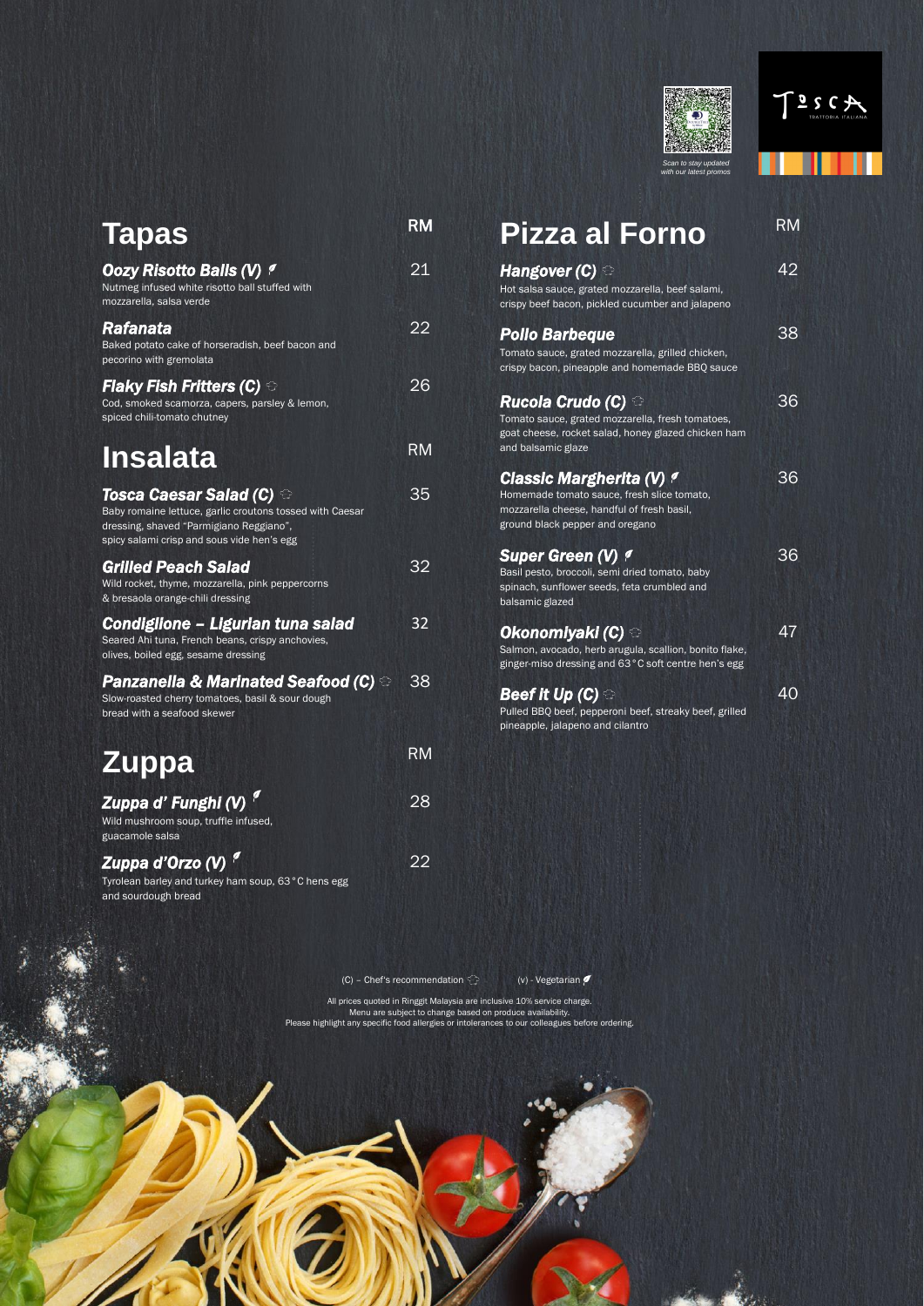Scan to stay updated with our latest promos

TOSCA
TRATTORIA ITALIANA

## Tapas

| | RM |
|---|---|
| ***Oozy Risotto Balls (V)*** <br> Nutmeg infused white risotto ball stuffed with mozzarella, salsa verde | 21 |
| ***Rafanata*** <br> Baked potato cake of horseradish, beef bacon and pecorino with gremolata | 22 |
| ***Flaky Fish Fritters (C)*** <br> Cod, smoked scamorza, capers, parsley & lemon, spiced chili-tomato chutney | 26 |

## Insalata

| | RM |
|---|---|
| ***Tosca Caesar Salad (C)*** <br> Baby romaine lettuce, garlic croutons tossed with Caesar dressing, shaved "Parmigiano Reggiano", spicy salami crisp and sous vide hen's egg | 35 |
| ***Grilled Peach Salad*** <br> Wild rocket, thyme, mozzarella, pink peppercorns & bresaola orange-chili dressing | 32 |
| ***Condiglione – Ligurian tuna salad*** <br> Seared Ahi tuna, French beans, crispy anchovies, olives, boiled egg, sesame dressing | 32 |
| ***Panzanella & Marinated Seafood (C)*** <br> Slow-roasted cherry tomatoes, basil & sour dough bread with a seafood skewer | 38 |

## Zuppa

| | RM |
|---|---|
| ***Zuppa d' Funghi (V)*** <br> Wild mushroom soup, truffle infused, guacamole salsa | 28 |
| ***Zuppa d'Orzo (V)*** <br> Tyrolean barley and turkey ham soup, 63°C hens egg and sourdough bread | 22 |

## Pizza al Forno

| | RM |
|---|---|
| ***Hangover (C)*** <br> Hot salsa sauce, grated mozzarella, beef salami, crispy beef bacon, pickled cucumber and jalapeno | 42 |
| ***Pollo Barbeque*** <br> Tomato sauce, grated mozzarella, grilled chicken, crispy bacon, pineapple and homemade BBQ sauce | 38 |
| ***Rucola Crudo (C)*** <br> Tomato sauce, grated mozzarella, fresh tomatoes, goat cheese, rocket salad, honey glazed chicken ham and balsamic glaze | 36 |
| ***Classic Margherita (V)*** <br> Homemade tomato sauce, fresh slice tomato, mozzarella cheese, handful of fresh basil, ground black pepper and oregano | 36 |
| ***Super Green (V)*** <br> Basil pesto, broccoli, semi dried tomato, baby spinach, sunflower seeds, feta crumbled and balsamic glazed | 36 |
| ***Okonomiyaki (C)*** <br> Salmon, avocado, herb arugula, scallion, bonito flake, ginger-miso dressing and 63°C soft centre hen's egg | 47 |
| ***Beef It Up (C)*** <br> Pulled BBQ beef, pepperoni beef, streaky beef, grilled pineapple, jalapeno and cilantro | 40 |

(C) – Chef's recommendation (v) - Vegetarian

All prices quoted in Ringgit Malaysia are inclusive 10% service charge.
Menu are subject to change based on produce availability.
Please highlight any specific food allergies or intolerances to our colleagues before ordering.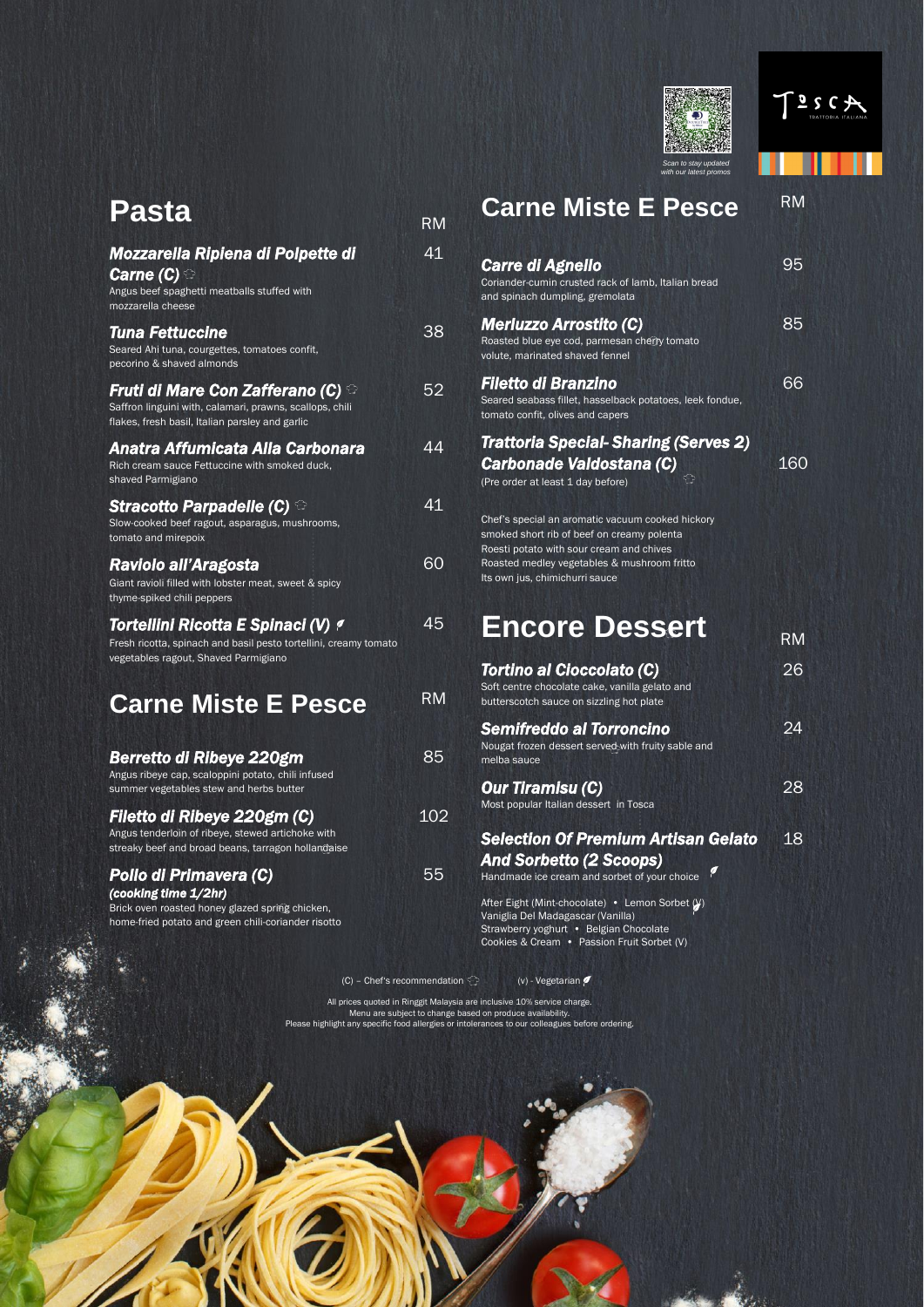Scan to stay updated with our latest promos

TOSCA TRATTORIA ITALIANA

## Pasta

RM

### *Mozzarella Ripiena di Polpette di Carne (C)* — 41
Angus beef spaghetti meatballs stuffed with mozzarella cheese

### *Tuna Fettuccine* — 38
Seared Ahi tuna, courgettes, tomatoes confit, pecorino & shaved almonds

### *Fruti di Mare Con Zafferano (C)* — 52
Saffron linguini with, calamari, prawns, scallops, chili flakes, fresh basil, Italian parsley and garlic

### *Anatra Affumicata Alla Carbonara* — 44
Rich cream sauce Fettuccine with smoked duck, shaved Parmigiano

### *Stracotto Parpadelle (C)* — 41
Slow-cooked beef ragout, asparagus, mushrooms, tomato and mirepoix

### *Raviolo all'Aragosta* — 60
Giant ravioli filled with lobster meat, sweet & spicy thyme-spiked chili peppers

### *Tortellini Ricotta E Spinaci (V)* — 45
Fresh ricotta, spinach and basil pesto tortellini, creamy tomato vegetables ragout, Shaved Parmigiano

## Carne Miste E Pesce

RM

### *Berretto di Ribeye 220gm* — 85
Angus ribeye cap, scaloppini potato, chili infused summer vegetables stew and herbs butter

### *Filetto di Ribeye 220gm (C)* — 102
Angus tenderloin of ribeye, stewed artichoke with streaky beef and broad beans, tarragon hollandaise

### *Pollo di Primavera (C)* — 55
***(cooking time 1/2hr)***
Brick oven roasted honey glazed spring chicken, home-fried potato and green chili-coriander risotto

## Carne Miste E Pesce

RM

### *Carre di Agnello* — 95
Coriander-cumin crusted rack of lamb, Italian bread and spinach dumpling, gremolata

### *Merluzzo Arrostito (C)* — 85
Roasted blue eye cod, parmesan cherry tomato volute, marinated shaved fennel

### *Filetto di Branzino* — 66
Seared seabass fillet, hasselback potatoes, leek fondue, tomato confit, olives and capers

### *Trattoria Special- Sharing (Serves 2) Carbonade Valdostana (C)* — 160
(Pre order at least 1 day before)

Chef's special an aromatic vacuum cooked hickory smoked short rib of beef on creamy polenta
Roesti potato with sour cream and chives
Roasted medley vegetables & mushroom fritto
Its own jus, chimichurri sauce

## Encore Dessert

RM

### *Tortino al Cioccolato (C)* — 26
Soft centre chocolate cake, vanilla gelato and butterscotch sauce on sizzling hot plate

### *Semifreddo al Torroncino* — 24
Nougat frozen dessert served with fruity sable and melba sauce

### *Our Tiramisu (C)* — 28
Most popular Italian dessert in Tosca

### *Selection Of Premium Artisan Gelato And Sorbetto (2 Scoops)* — 18
Handmade ice cream and sorbet of your choice

After Eight (Mint-chocolate) • Lemon Sorbet (V)
Vaniglia Del Madagascar (Vanilla)
Strawberry yoghurt • Belgian Chocolate
Cookies & Cream • Passion Fruit Sorbet (V)

(C) – Chef's recommendation (v) - Vegetarian

All prices quoted in Ringgit Malaysia are inclusive 10% service charge.
Menu are subject to change based on produce availability.
Please highlight any specific food allergies or intolerances to our colleagues before ordering.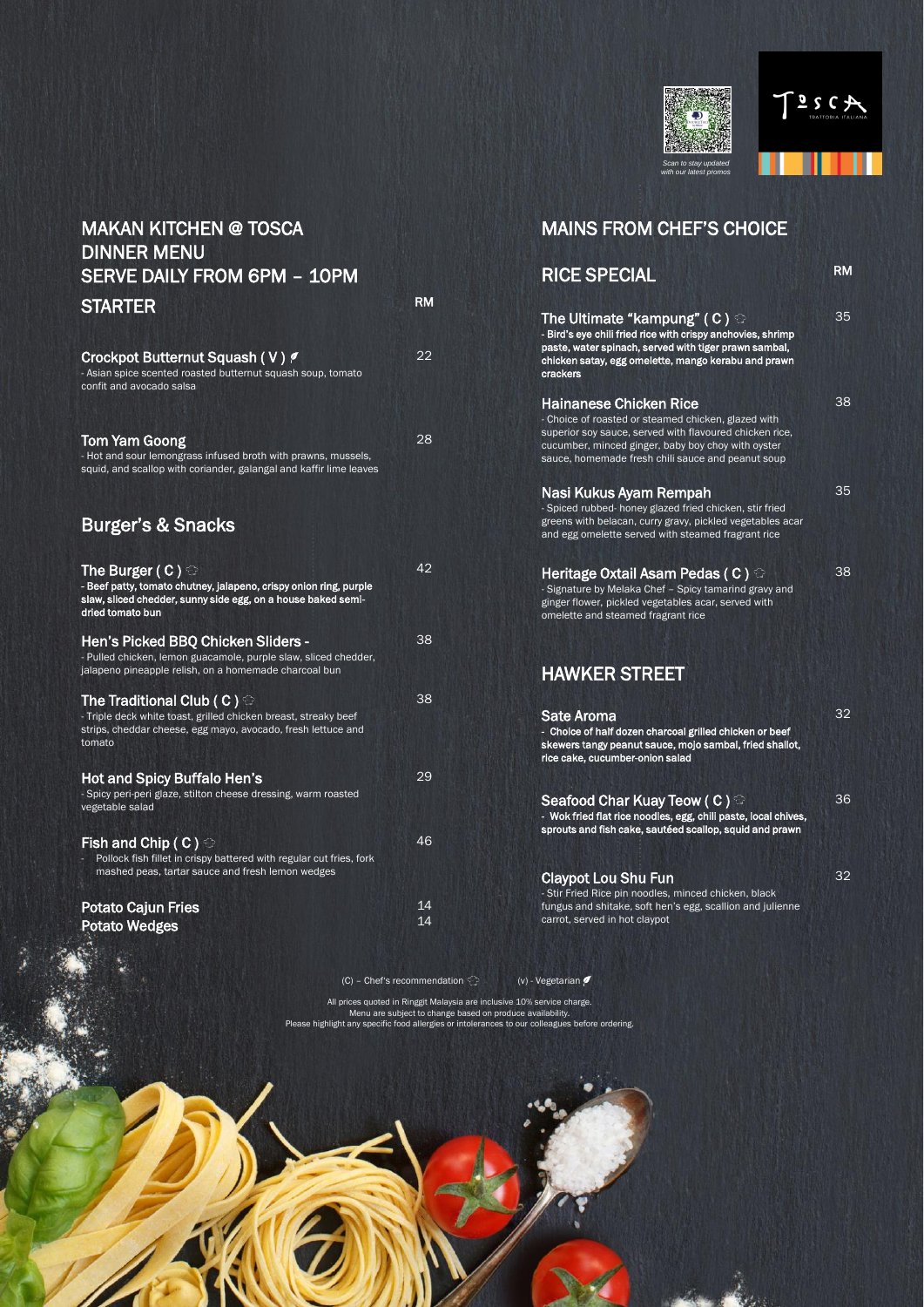Scan to stay updated with our latest promos

# MAKAN KITCHEN @ TOSCA
# DINNER MENU
## SERVE DAILY FROM 6PM – 10PM

## STARTER

| | RM |
|---|---|
| **Crockpot Butternut Squash ( V )** - Asian spice scented roasted butternut squash soup, tomato confit and avocado salsa | 22 |
| **Tom Yam Goong** - Hot and sour lemongrass infused broth with prawns, mussels, squid, and scallop with coriander, galangal and kaffir lime leaves | 28 |

## Burger's & Snacks

| | RM |
|---|---|
| **The Burger ( C )** - Beef patty, tomato chutney, jalapeno, crispy onion ring, purple slaw, sliced chedder, sunny side egg, on a house baked semi-dried tomato bun | 42 |
| **Hen's Picked BBQ Chicken Sliders** - Pulled chicken, lemon guacamole, purple slaw, sliced chedder, jalapeno pineapple relish, on a homemade charcoal bun | 38 |
| **The Traditional Club ( C )** - Triple deck white toast, grilled chicken breast, streaky beef strips, cheddar cheese, egg mayo, avocado, fresh lettuce and tomato | 38 |
| **Hot and Spicy Buffalo Hen's** - Spicy peri-peri glaze, stilton cheese dressing, warm roasted vegetable salad | 29 |
| **Fish and Chip ( C )** - Pollock fish fillet in crispy battered with regular cut fries, fork mashed peas, tartar sauce and fresh lemon wedges | 46 |
| **Potato Cajun Fries** | 14 |
| **Potato Wedges** | 14 |

# MAINS FROM CHEF'S CHOICE

## RICE SPECIAL

| | RM |
|---|---|
| **The Ultimate "kampung" ( C )** - Bird's eye chili fried rice with crispy anchovies, shrimp paste, water spinach, served with tiger prawn sambal, chicken satay, egg omelette, mango kerabu and prawn crackers | 35 |
| **Hainanese Chicken Rice** - Choice of roasted or steamed chicken, glazed with superior soy sauce, served with flavoured chicken rice, cucumber, minced ginger, baby boy choy with oyster sauce, homemade fresh chili sauce and peanut soup | 38 |
| **Nasi Kukus Ayam Rempah** - Spiced rubbed- honey glazed fried chicken, stir fried greens with belacan, curry gravy, pickled vegetables acar and egg omelette served with steamed fragrant rice | 35 |
| **Heritage Oxtail Asam Pedas ( C )** - Signature by Melaka Chef – Spicy tamarind gravy and ginger flower, pickled vegetables acar, served with omelette and steamed fragrant rice | 38 |

## HAWKER STREET

| | RM |
|---|---|
| **Sate Aroma** - Choice of half dozen charcoal grilled chicken or beef skewers tangy peanut sauce, mojo sambal, fried shallot, rice cake, cucumber-onion salad | 32 |
| **Seafood Char Kuay Teow ( C )** - Wok fried flat rice noodles, egg, chili paste, local chives, sprouts and fish cake, sautéed scallop, squid and prawn | 36 |
| **Claypot Lou Shu Fun** - Stir Fried Rice pin noodles, minced chicken, black fungus and shitake, soft hen's egg, scallion and julienne carrot, served in hot claypot | 32 |

(C) – Chef's recommendation (v) - Vegetarian

All prices quoted in Ringgit Malaysia are inclusive 10% service charge.
Menu are subject to change based on produce availability.
Please highlight any specific food allergies or intolerances to our colleagues before ordering.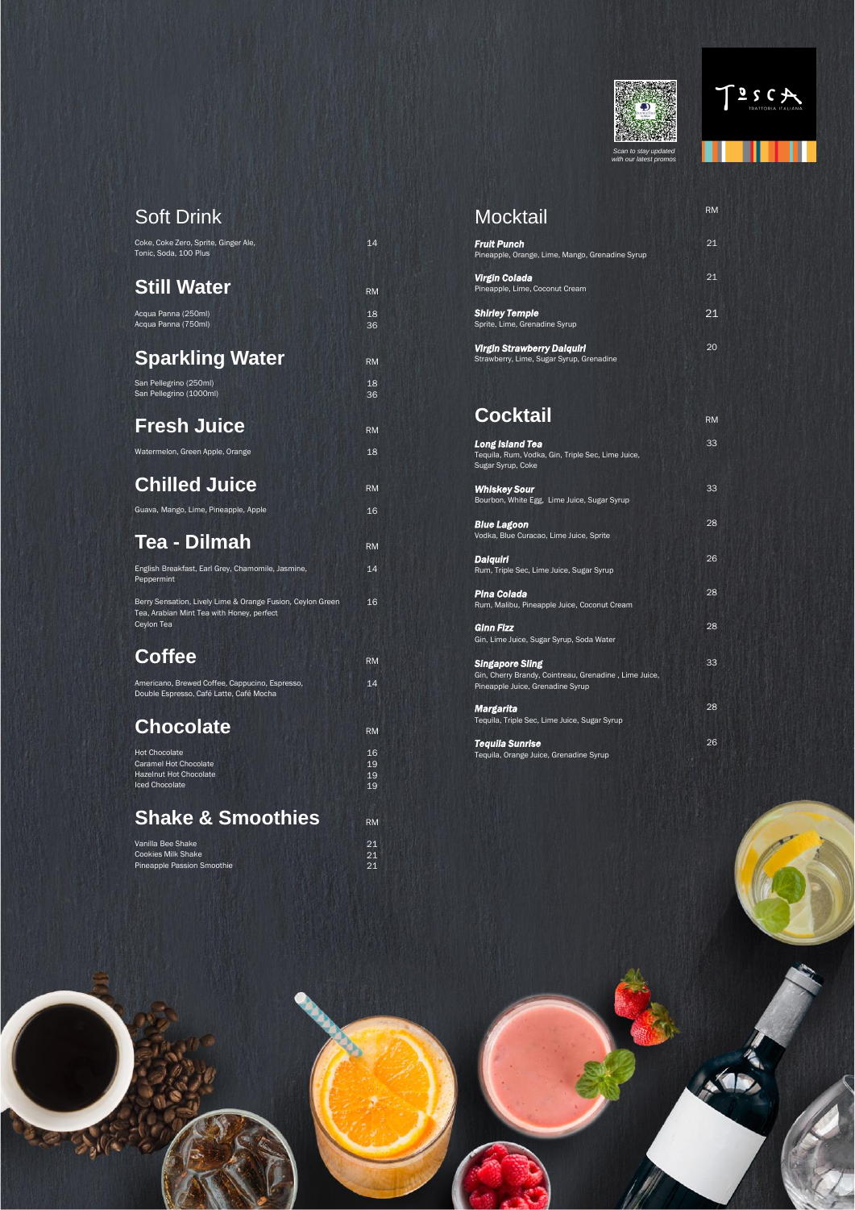Scan to stay updated with our latest promos

## Soft Drink

| | |
|---|---|
| Coke, Coke Zero, Sprite, Ginger Ale, Tonic, Soda, 100 Plus | 14 |

## Still Water

| | RM |
|---|---|
| Acqua Panna (250ml) | 18 |
| Acqua Panna (750ml) | 36 |

## Sparkling Water

| | RM |
|---|---|
| San Pellegrino (250ml) | 18 |
| San Pellegrino (1000ml) | 36 |

## Fresh Juice

| | RM |
|---|---|
| Watermelon, Green Apple, Orange | 18 |

## Chilled Juice

| | RM |
|---|---|
| Guava, Mango, Lime, Pineapple, Apple | 16 |

## Tea - Dilmah

| | RM |
|---|---|
| English Breakfast, Earl Grey, Chamomile, Jasmine, Peppermint | 14 |
| Berry Sensation, Lively Lime & Orange Fusion, Ceylon Green Tea, Arabian Mint Tea with Honey, perfect Ceylon Tea | 16 |

## Coffee

| | RM |
|---|---|
| Americano, Brewed Coffee, Cappucino, Espresso, Double Espresso, Café Latte, Café Mocha | 14 |

## Chocolate

| | RM |
|---|---|
| Hot Chocolate | 16 |
| Caramel Hot Chocolate | 19 |
| Hazelnut Hot Chocolate | 19 |
| Iced Chocolate | 19 |

## Shake & Smoothies

| | RM |
|---|---|
| Vanilla Bee Shake | 21 |
| Cookies Milk Shake | 21 |
| Pineapple Passion Smoothie | 21 |

## Mocktail

| | RM |
|---|---|
| ***Fruit Punch***<br>Pineapple, Orange, Lime, Mango, Grenadine Syrup | 21 |
| ***Virgin Colada***<br>Pineapple, Lime, Coconut Cream | 21 |
| ***Shirley Temple***<br>Sprite, Lime, Grenadine Syrup | 21 |
| ***Virgin Strawberry Daiquiri***<br>Strawberry, Lime, Sugar Syrup, Grenadine | 20 |

## Cocktail

| | RM |
|---|---|
| ***Long Island Tea***<br>Tequila, Rum, Vodka, Gin, Triple Sec, Lime Juice, Sugar Syrup, Coke | 33 |
| ***Whiskey Sour***<br>Bourbon, White Egg, Lime Juice, Sugar Syrup | 33 |
| ***Blue Lagoon***<br>Vodka, Blue Curacao, Lime Juice, Sprite | 28 |
| ***Daiquiri***<br>Rum, Triple Sec, Lime Juice, Sugar Syrup | 26 |
| ***Pina Colada***<br>Rum, Malibu, Pineapple Juice, Coconut Cream | 28 |
| ***Ginn Fizz***<br>Gin, Lime Juice, Sugar Syrup, Soda Water | 28 |
| ***Singapore Sling***<br>Gin, Cherry Brandy, Cointreau, Grenadine , Lime Juice, Pineapple Juice, Grenadine Syrup | 33 |
| ***Margarita***<br>Tequila, Triple Sec, Lime Juice, Sugar Syrup | 28 |
| ***Tequila Sunrise***<br>Tequila, Orange Juice, Grenadine Syrup | 26 |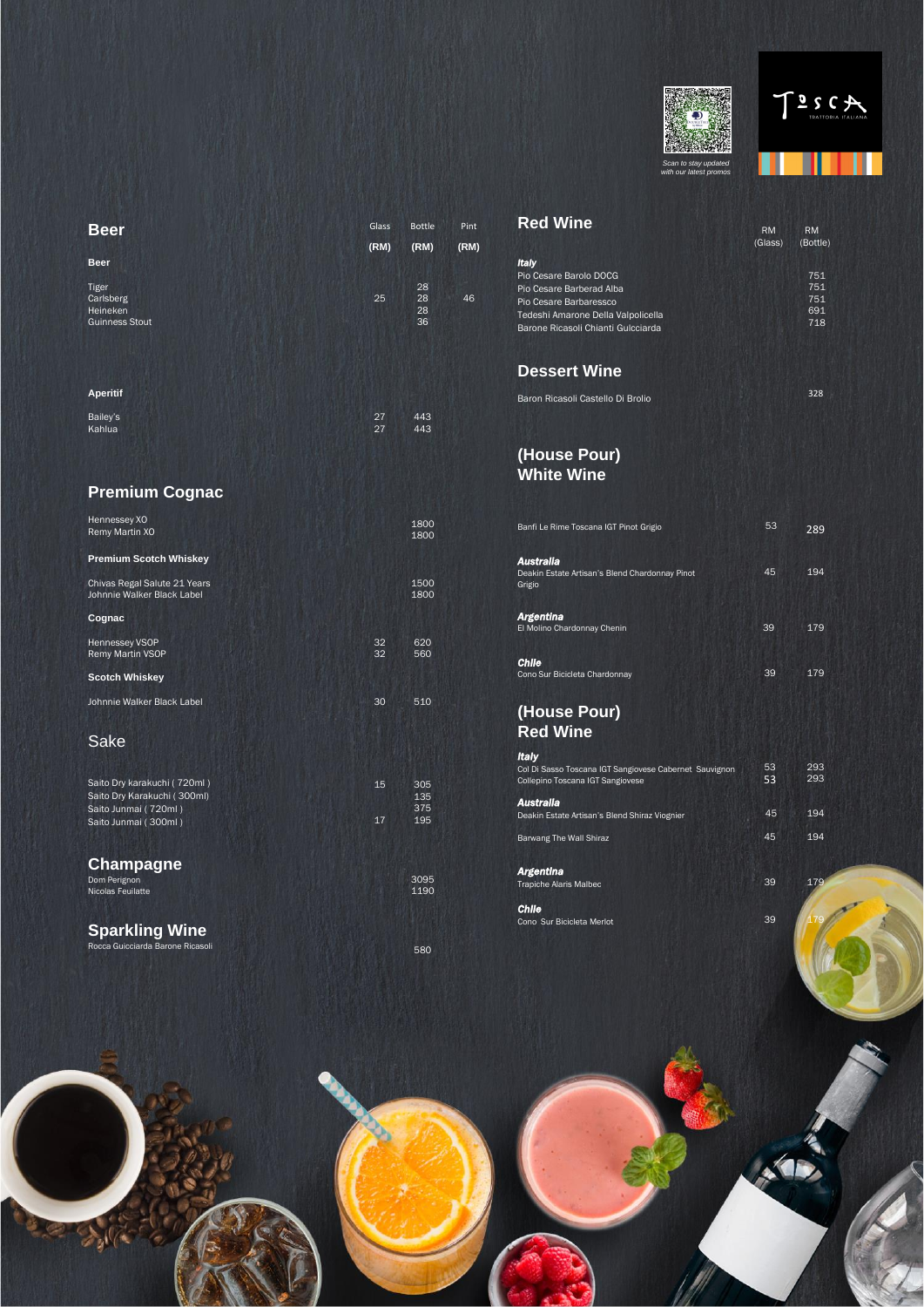Scan to stay updated with our latest promos

TOSCA TRATTORIA ITALIANA

## Beer

| Beer | Glass (RM) | Bottle (RM) | Pint (RM) |
| --- | --- | --- | --- |
| Tiger | 25 | 28 | 46 |
| Carlsberg | | 28 | |
| Heineken | | 28 | |
| Guinness Stout | | 36 | |

### Aperitif

| | Glass (RM) | Bottle (RM) |
| --- | --- | --- |
| Bailey's | 27 | 443 |
| Kahlua | 27 | 443 |

## Premium Cognac

| | Glass (RM) | Bottle (RM) |
| --- | --- | --- |
| Hennessey XO | | 1800 |
| Remy Martin XO | | 1800 |

### Premium Scotch Whiskey

| | Glass (RM) | Bottle (RM) |
| --- | --- | --- |
| Chivas Regal Salute 21 Years | | 1500 |
| Johnnie Walker Black Label | | 1800 |

### Cognac

| | Glass (RM) | Bottle (RM) |
| --- | --- | --- |
| Hennessey VSOP | 32 | 620 |
| Remy Martin VSOP | 32 | 560 |

### Scotch Whiskey

| | Glass (RM) | Bottle (RM) |
| --- | --- | --- |
| Johnnie Walker Black Label | 30 | 510 |

## Sake

| | Glass (RM) | Bottle (RM) |
| --- | --- | --- |
| Saito Dry karakuchi ( 720ml ) | 15 | 305 |
| Saito Dry Karakuchi ( 300ml) | | 135 |
| Saito Junmai ( 720ml ) | | 375 |
| Saito Junmai ( 300ml ) | 17 | 195 |

## Champagne

| | Bottle (RM) |
| --- | --- |
| Dom Perignon | 3095 |
| Nicolas Feuilatte | 1190 |

## Sparkling Wine

| | Bottle (RM) |
| --- | --- |
| Rocca Guicciarda Barone Ricasoli | 580 |

## Red Wine

| | RM (Glass) | RM (Bottle) |
| --- | --- | --- |
| ***Italy*** | | |
| Pio Cesare Barolo DOCG | | 751 |
| Pio Cesare Barberad Alba | | 751 |
| Pio Cesare Barbaressco | | 751 |
| Tedeshi Amarone Della Valpolicella | | 691 |
| Barone Ricasoli Chianti Gulcciarda | | 718 |

## Dessert Wine

| | RM (Glass) | RM (Bottle) |
| --- | --- | --- |
| Baron Ricasoli Castello Di Brolio | | 328 |

## (House Pour) White Wine

| | RM (Glass) | RM (Bottle) |
| --- | --- | --- |
| Banfi Le Rime Toscana IGT Pinot Grigio | 53 | 289 |
| ***Australia*** | | |
| Deakin Estate Artisan's Blend Chardonnay Pinot Grigio | 45 | 194 |
| ***Argentina*** | | |
| El Molino Chardonnay Chenin | 39 | 179 |
| ***Chile*** | | |
| Cono Sur Bicicleta Chardonnay | 39 | 179 |

## (House Pour) Red Wine

| | RM (Glass) | RM (Bottle) |
| --- | --- | --- |
| ***Italy*** | | |
| Col Di Sasso Toscana IGT Sangiovese Cabernet Sauvignon | 53 | 293 |
| Collepino Toscana IGT Sangiovese | 53 | 293 |
| ***Australia*** | | |
| Deakin Estate Artisan's Blend Shiraz Viognier | 45 | 194 |
| Barwang The Wall Shiraz | 45 | 194 |
| ***Argentina*** | | |
| Trapiche Alaris Malbec | 39 | 179 |
| ***Chile*** | | |
| Cono Sur Bicicleta Merlot | 39 | 179 |